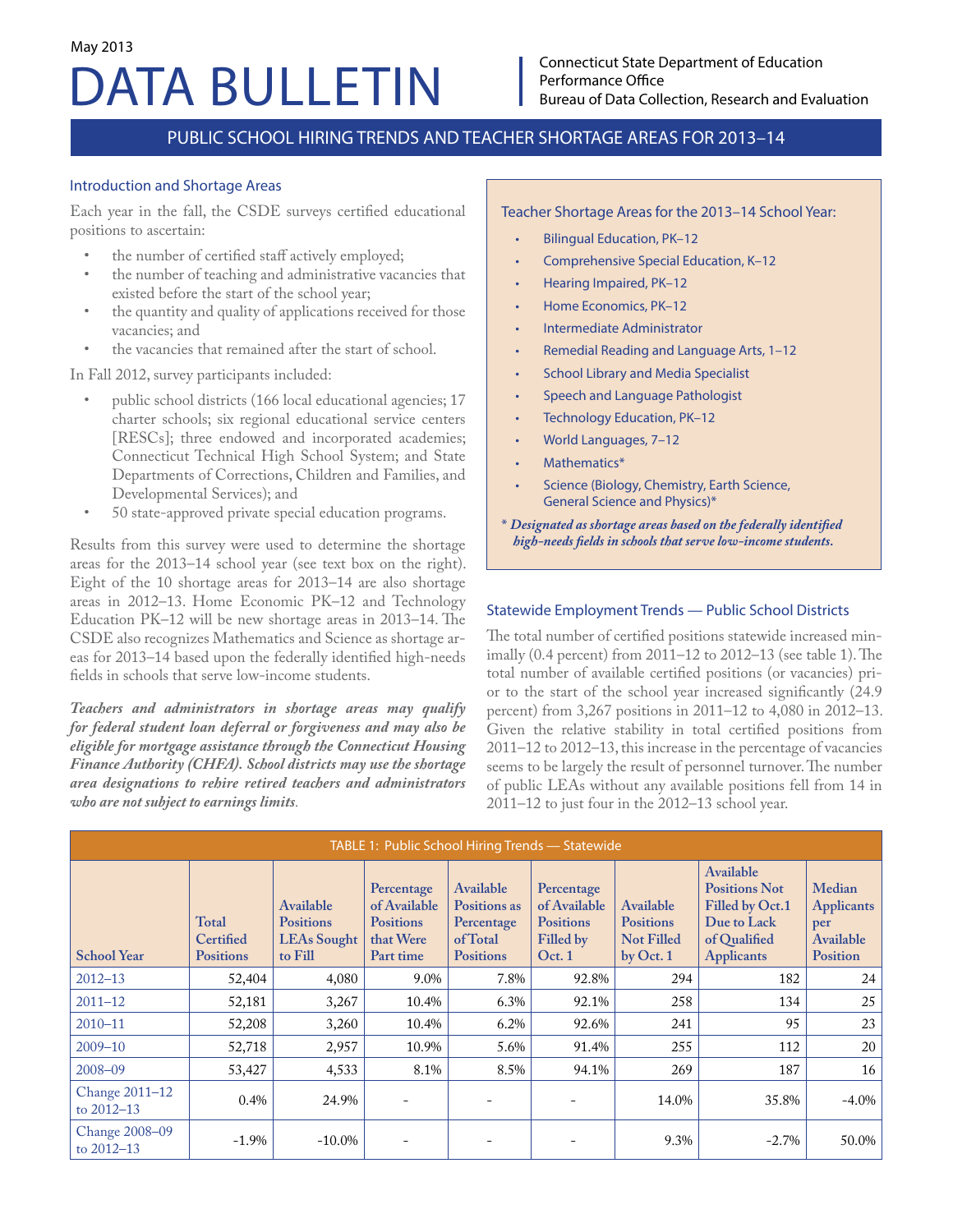May 2013

# DATA BULLETIN

Connecticut State Department of Education
Performance Office
Bureau of Data Collection, Research and Evaluation

## PUBLIC SCHOOL HIRING TRENDS AND TEACHER SHORTAGE AREAS FOR 2013–14

### Introduction and Shortage Areas

Each year in the fall, the CSDE surveys certified educational positions to ascertain:

- the number of certified staff actively employed;
- the number of teaching and administrative vacancies that existed before the start of the school year;
- the quantity and quality of applications received for those vacancies; and
- the vacancies that remained after the start of school.

In Fall 2012, survey participants included:

- public school districts (166 local educational agencies; 17 charter schools; six regional educational service centers [RESCs]; three endowed and incorporated academies; Connecticut Technical High School System; and State Departments of Corrections, Children and Families, and Developmental Services); and
- 50 state-approved private special education programs.

Results from this survey were used to determine the shortage areas for the 2013–14 school year (see text box on the right). Eight of the 10 shortage areas for 2013–14 are also shortage areas in 2012–13. Home Economic PK–12 and Technology Education PK–12 will be new shortage areas in 2013–14. The CSDE also recognizes Mathematics and Science as shortage areas for 2013–14 based upon the federally identified high-needs fields in schools that serve low-income students.

***Teachers and administrators in shortage areas may qualify for federal student loan deferral or forgiveness and may also be eligible for mortgage assistance through the Connecticut Housing Finance Authority (CHFA). School districts may use the shortage area designations to rehire retired teachers and administrators who are not subject to earnings limits.***

### Teacher Shortage Areas for the 2013–14 School Year:

- Bilingual Education, PK–12
- Comprehensive Special Education, K–12
- Hearing Impaired, PK–12
- Home Economics, PK–12
- Intermediate Administrator
- Remedial Reading and Language Arts, 1–12
- School Library and Media Specialist
- Speech and Language Pathologist
- Technology Education, PK–12
- World Languages, 7–12
- Mathematics*
- Science (Biology, Chemistry, Earth Science, General Science and Physics)*

\* ***Designated as shortage areas based on the federally identified high-needs fields in schools that serve low-income students.***

### Statewide Employment Trends — Public School Districts

The total number of certified positions statewide increased minimally (0.4 percent) from 2011–12 to 2012–13 (see table 1). The total number of available certified positions (or vacancies) prior to the start of the school year increased significantly (24.9 percent) from 3,267 positions in 2011–12 to 4,080 in 2012–13. Given the relative stability in total certified positions from 2011–12 to 2012–13, this increase in the percentage of vacancies seems to be largely the result of personnel turnover. The number of public LEAs without any available positions fell from 14 in 2011–12 to just four in the 2012–13 school year.

**TABLE 1: Public School Hiring Trends — Statewide**

| School Year | Total Certified Positions | Available Positions LEAs Sought to Fill | Percentage of Available Positions that Were Part time | Available Positions as Percentage of Total Positions | Percentage of Available Positions Filled by Oct. 1 | Available Positions Not Filled by Oct. 1 | Available Positions Not Filled by Oct.1 Due to Lack of Qualified Applicants | Median Applicants per Available Position |
|---|---|---|---|---|---|---|---|---|
| 2012–13 | 52,404 | 4,080 | 9.0% | 7.8% | 92.8% | 294 | 182 | 24 |
| 2011–12 | 52,181 | 3,267 | 10.4% | 6.3% | 92.1% | 258 | 134 | 25 |
| 2010–11 | 52,208 | 3,260 | 10.4% | 6.2% | 92.6% | 241 | 95 | 23 |
| 2009–10 | 52,718 | 2,957 | 10.9% | 5.6% | 91.4% | 255 | 112 | 20 |
| 2008–09 | 53,427 | 4,533 | 8.1% | 8.5% | 94.1% | 269 | 187 | 16 |
| Change 2011–12 to 2012–13 | 0.4% | 24.9% | - | - | - | 14.0% | 35.8% | -4.0% |
| Change 2008–09 to 2012–13 | -1.9% | -10.0% | - | - | - | 9.3% | -2.7% | 50.0% |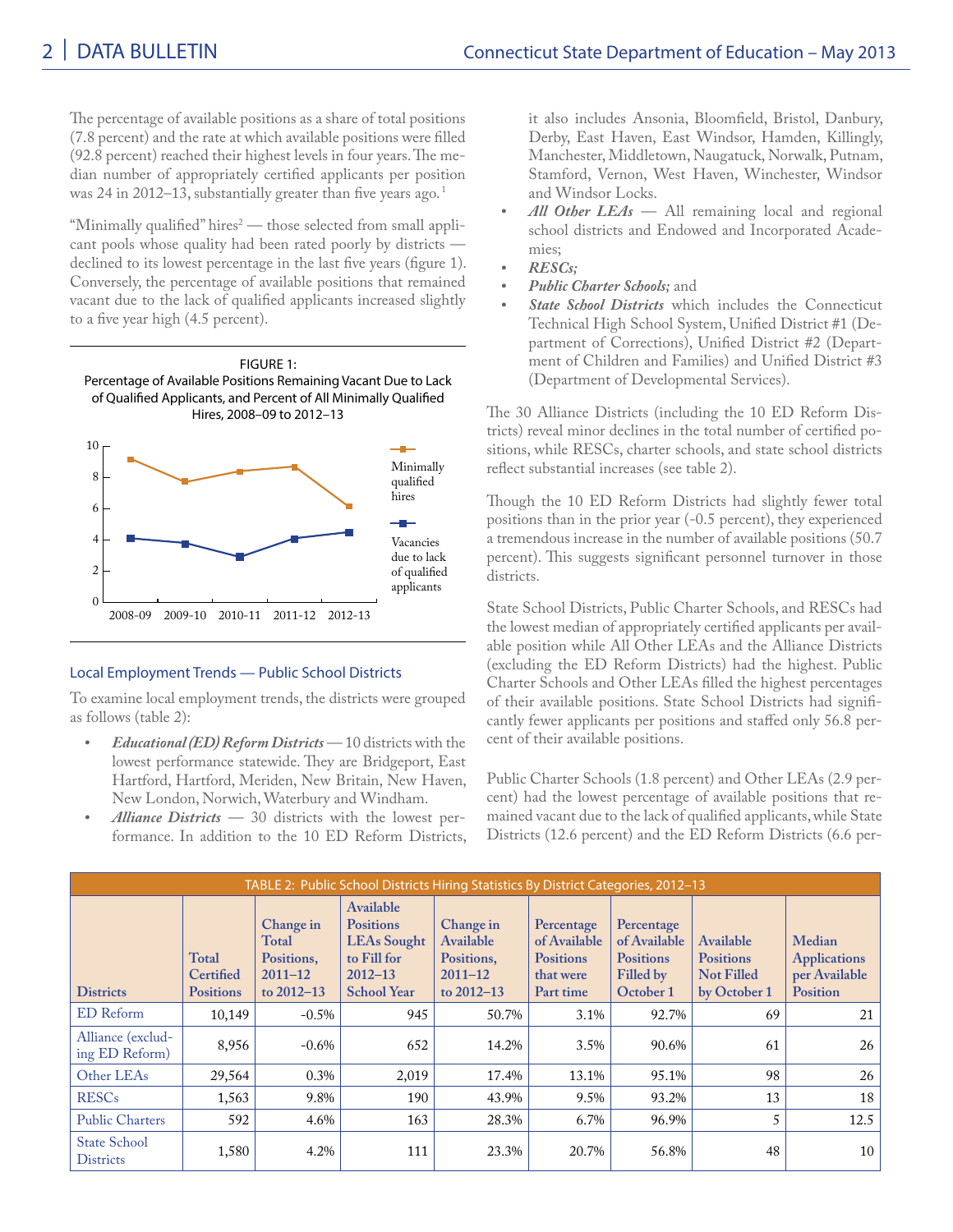The percentage of available positions as a share of total positions (7.8 percent) and the rate at which available positions were filled (92.8 percent) reached their highest levels in four years. The median number of appropriately certified applicants per position was 24 in 2012–13, substantially greater than five years ago.[1]

"Minimally qualified" hires[2] — those selected from small applicant pools whose quality had been rated poorly by districts — declined to its lowest percentage in the last five years (figure 1). Conversely, the percentage of available positions that remained vacant due to the lack of qualified applicants increased slightly to a five year high (4.5 percent).

FIGURE 1: Percentage of Available Positions Remaining Vacant Due to Lack of Qualified Applicants, and Percent of All Minimally Qualified Hires, 2008–09 to 2012–13

## Local Employment Trends — Public School Districts

To examine local employment trends, the districts were grouped as follows (table 2):

- ***Educational (ED) Reform Districts*** — 10 districts with the lowest performance statewide. They are Bridgeport, East Hartford, Hartford, Meriden, New Britain, New Haven, New London, Norwich, Waterbury and Windham.
- ***Alliance Districts*** — 30 districts with the lowest performance. In addition to the 10 ED Reform Districts, it also includes Ansonia, Bloomfield, Bristol, Danbury, Derby, East Haven, East Windsor, Hamden, Killingly, Manchester, Middletown, Naugatuck, Norwalk, Putnam, Stamford, Vernon, West Haven, Winchester, Windsor and Windsor Locks.
- ***All Other LEAs*** — All remaining local and regional school districts and Endowed and Incorporated Academies;
- ***RESCs;***
- ***Public Charter Schools;*** and
- ***State School Districts*** which includes the Connecticut Technical High School System, Unified District #1 (Department of Corrections), Unified District #2 (Department of Children and Families) and Unified District #3 (Department of Developmental Services).

The 30 Alliance Districts (including the 10 ED Reform Districts) reveal minor declines in the total number of certified positions, while RESCs, charter schools, and state school districts reflect substantial increases (see table 2).

Though the 10 ED Reform Districts had slightly fewer total positions than in the prior year (-0.5 percent), they experienced a tremendous increase in the number of available positions (50.7 percent). This suggests significant personnel turnover in those districts.

State School Districts, Public Charter Schools, and RESCs had the lowest median of appropriately certified applicants per available position while All Other LEAs and the Alliance Districts (excluding the ED Reform Districts) had the highest. Public Charter Schools and Other LEAs filled the highest percentages of their available positions. State School Districts had significantly fewer applicants per positions and staffed only 56.8 percent of their available positions.

Public Charter Schools (1.8 percent) and Other LEAs (2.9 percent) had the lowest percentage of available positions that remained vacant due to the lack of qualified applicants, while State Districts (12.6 percent) and the ED Reform Districts (6.6 per-

TABLE 2: Public School Districts Hiring Statistics By District Categories, 2012–13

| Districts | Total Certified Positions | Change in Total Positions, 2011–12 to 2012–13 | Available Positions LEAs Sought to Fill for 2012–13 School Year | Change in Available Positions, 2011–12 to 2012–13 | Percentage of Available Positions that were Part time | Percentage of Available Positions Filled by October 1 | Available Positions Not Filled by October 1 | Median Applications per Available Position |
|---|---|---|---|---|---|---|---|---|
| ED Reform | 10,149 | -0.5% | 945 | 50.7% | 3.1% | 92.7% | 69 | 21 |
| Alliance (excluding ED Reform) | 8,956 | -0.6% | 652 | 14.2% | 3.5% | 90.6% | 61 | 26 |
| Other LEAs | 29,564 | 0.3% | 2,019 | 17.4% | 13.1% | 95.1% | 98 | 26 |
| RESCs | 1,563 | 9.8% | 190 | 43.9% | 9.5% | 93.2% | 13 | 18 |
| Public Charters | 592 | 4.6% | 163 | 28.3% | 6.7% | 96.9% | 5 | 12.5 |
| State School Districts | 1,580 | 4.2% | 111 | 23.3% | 20.7% | 56.8% | 48 | 10 |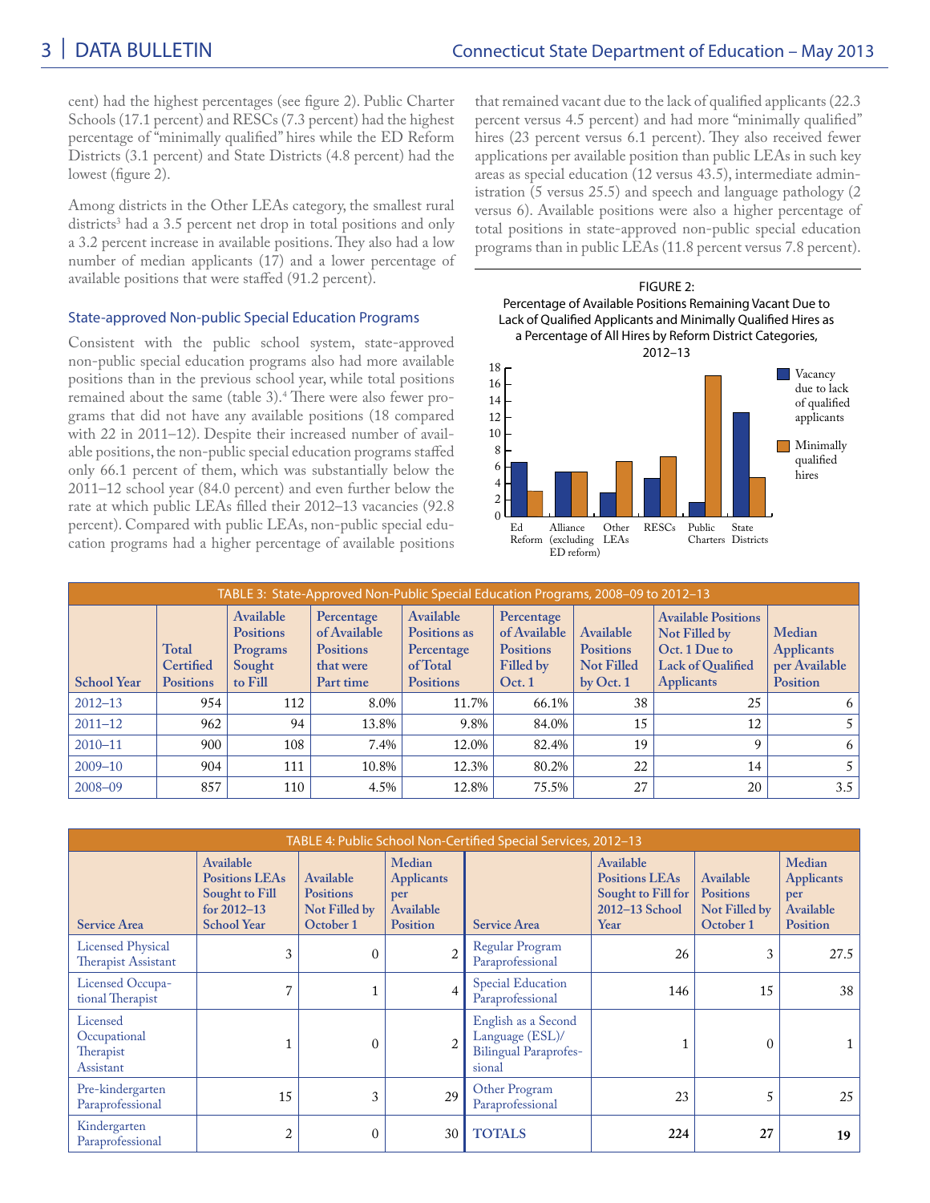cent) had the highest percentages (see figure 2). Public Charter Schools (17.1 percent) and RESCs (7.3 percent) had the highest percentage of "minimally qualified" hires while the ED Reform Districts (3.1 percent) and State Districts (4.8 percent) had the lowest (figure 2).

Among districts in the Other LEAs category, the smallest rural districts[3] had a 3.5 percent net drop in total positions and only a 3.2 percent increase in available positions. They also had a low number of median applicants (17) and a lower percentage of available positions that were staffed (91.2 percent).

### State-approved Non-public Special Education Programs

Consistent with the public school system, state-approved non-public special education programs also had more available positions than in the previous school year, while total positions remained about the same (table 3).[4] There were also fewer programs that did not have any available positions (18 compared with 22 in 2011–12). Despite their increased number of available positions, the non-public special education programs staffed only 66.1 percent of them, which was substantially below the 2011–12 school year (84.0 percent) and even further below the rate at which public LEAs filled their 2012–13 vacancies (92.8 percent). Compared with public LEAs, non-public special education programs had a higher percentage of available positions that remained vacant due to the lack of qualified applicants (22.3 percent versus 4.5 percent) and had more "minimally qualified" hires (23 percent versus 6.1 percent). They also received fewer applications per available position than public LEAs in such key areas as special education (12 versus 43.5), intermediate administration (5 versus 25.5) and speech and language pathology (2 versus 6). Available positions were also a higher percentage of total positions in state-approved non-public special education programs than in public LEAs (11.8 percent versus 7.8 percent).

FIGURE 2:
Percentage of Available Positions Remaining Vacant Due to Lack of Qualified Applicants and Minimally Qualified Hires as a Percentage of All Hires by Reform District Categories, 2012–13

TABLE 3: State-Approved Non-Public Special Education Programs, 2008–09 to 2012–13

| School Year | Total Certified Positions | Available Positions Programs Sought to Fill | Percentage of Available Positions that were Part time | Available Positions as Percentage of Total Positions | Percentage of Available Positions Filled by Oct. 1 | Available Positions Not Filled by Oct. 1 | Available Positions Not Filled by Oct. 1 Due to Lack of Qualified Applicants | Median Applicants per Available Position |
|---|---|---|---|---|---|---|---|---|
| 2012–13 | 954 | 112 | 8.0% | 11.7% | 66.1% | 38 | 25 | 6 |
| 2011–12 | 962 | 94 | 13.8% | 9.8% | 84.0% | 15 | 12 | 5 |
| 2010–11 | 900 | 108 | 7.4% | 12.0% | 82.4% | 19 | 9 | 6 |
| 2009–10 | 904 | 111 | 10.8% | 12.3% | 80.2% | 22 | 14 | 5 |
| 2008–09 | 857 | 110 | 4.5% | 12.8% | 75.5% | 27 | 20 | 3.5 |

TABLE 4: Public School Non-Certified Special Services, 2012–13

| Service Area | Available Positions LEAs Sought to Fill for 2012–13 School Year | Available Positions Not Filled by October 1 | Median Applicants per Available Position | Service Area | Available Positions LEAs Sought to Fill for 2012–13 School Year | Available Positions Not Filled by October 1 | Median Applicants per Available Position |
|---|---|---|---|---|---|---|---|
| Licensed Physical Therapist Assistant | 3 | 0 | 2 | Regular Program Paraprofessional | 26 | 3 | 27.5 |
| Licensed Occupational Therapist | 7 | 1 | 4 | Special Education Paraprofessional | 146 | 15 | 38 |
| Licensed Occupational Therapist Assistant | 1 | 0 | 2 | English as a Second Language (ESL)/ Bilingual Paraprofessional | 1 | 0 | 1 |
| Pre-kindergarten Paraprofessional | 15 | 3 | 29 | Other Program Paraprofessional | 23 | 5 | 25 |
| Kindergarten Paraprofessional | 2 | 0 | 30 | **TOTALS** | **224** | **27** | **19** |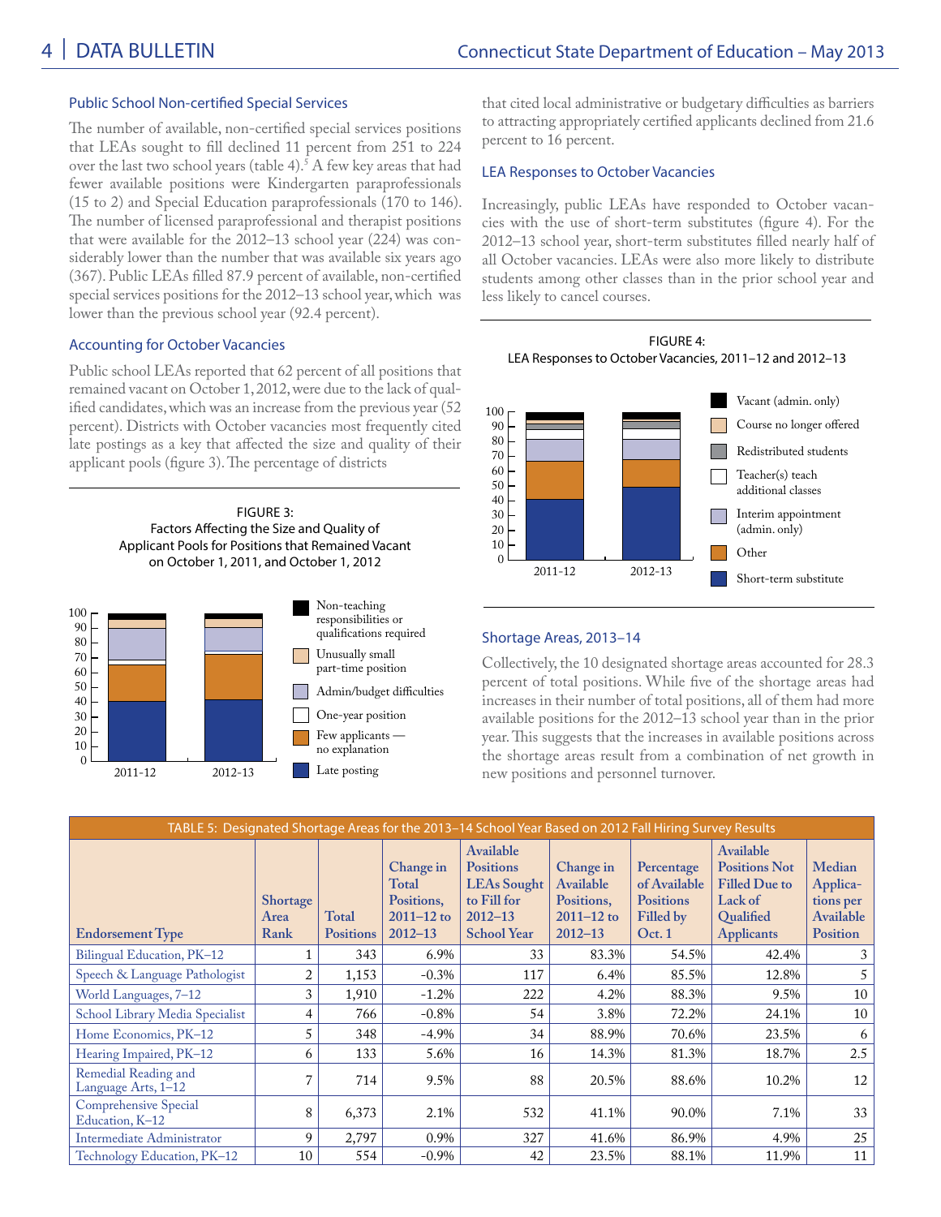### Public School Non-certified Special Services

The number of available, non-certified special services positions that LEAs sought to fill declined 11 percent from 251 to 224 over the last two school years (table 4).[5] A few key areas that had fewer available positions were Kindergarten paraprofessionals (15 to 2) and Special Education paraprofessionals (170 to 146). The number of licensed paraprofessional and therapist positions that were available for the 2012–13 school year (224) was considerably lower than the number that was available six years ago (367). Public LEAs filled 87.9 percent of available, non-certified special services positions for the 2012–13 school year, which was lower than the previous school year (92.4 percent).

### Accounting for October Vacancies

Public school LEAs reported that 62 percent of all positions that remained vacant on October 1, 2012, were due to the lack of qualified candidates, which was an increase from the previous year (52 percent). Districts with October vacancies most frequently cited late postings as a key that affected the size and quality of their applicant pools (figure 3). The percentage of districts that cited local administrative or budgetary difficulties as barriers to attracting appropriately certified applicants declined from 21.6 percent to 16 percent.

FIGURE 3:
Factors Affecting the Size and Quality of Applicant Pools for Positions that Remained Vacant on October 1, 2011, and October 1, 2012

### LEA Responses to October Vacancies

Increasingly, public LEAs have responded to October vacancies with the use of short-term substitutes (figure 4). For the 2012–13 school year, short-term substitutes filled nearly half of all October vacancies. LEAs were also more likely to distribute students among other classes than in the prior school year and less likely to cancel courses.

FIGURE 4:
LEA Responses to October Vacancies, 2011–12 and 2012–13

### Shortage Areas, 2013–14

Collectively, the 10 designated shortage areas accounted for 28.3 percent of total positions. While five of the shortage areas had increases in their number of total positions, all of them had more available positions for the 2012–13 school year than in the prior year. This suggests that the increases in available positions across the shortage areas result from a combination of net growth in new positions and personnel turnover.

TABLE 5: Designated Shortage Areas for the 2013–14 School Year Based on 2012 Fall Hiring Survey Results

| Endorsement Type | Shortage Area Rank | Total Positions | Change in Total Positions, 2011–12 to 2012–13 | Available Positions LEAs Sought to Fill for 2012–13 School Year | Change in Available Positions, 2011–12 to 2012–13 | Percentage of Available Positions Filled by Oct. 1 | Available Positions Not Filled Due to Lack of Qualified Applicants | Median Applications per Available Position |
|---|---|---|---|---|---|---|---|---|
| Bilingual Education, PK–12 | 1 | 343 | 6.9% | 33 | 83.3% | 54.5% | 42.4% | 3 |
| Speech & Language Pathologist | 2 | 1,153 | -0.3% | 117 | 6.4% | 85.5% | 12.8% | 5 |
| World Languages, 7–12 | 3 | 1,910 | -1.2% | 222 | 4.2% | 88.3% | 9.5% | 10 |
| School Library Media Specialist | 4 | 766 | -0.8% | 54 | 3.8% | 72.2% | 24.1% | 10 |
| Home Economics, PK–12 | 5 | 348 | -4.9% | 34 | 88.9% | 70.6% | 23.5% | 6 |
| Hearing Impaired, PK–12 | 6 | 133 | 5.6% | 16 | 14.3% | 81.3% | 18.7% | 2.5 |
| Remedial Reading and Language Arts, 1–12 | 7 | 714 | 9.5% | 88 | 20.5% | 88.6% | 10.2% | 12 |
| Comprehensive Special Education, K–12 | 8 | 6,373 | 2.1% | 532 | 41.1% | 90.0% | 7.1% | 33 |
| Intermediate Administrator | 9 | 2,797 | 0.9% | 327 | 41.6% | 86.9% | 4.9% | 25 |
| Technology Education, PK–12 | 10 | 554 | -0.9% | 42 | 23.5% | 88.1% | 11.9% | 11 |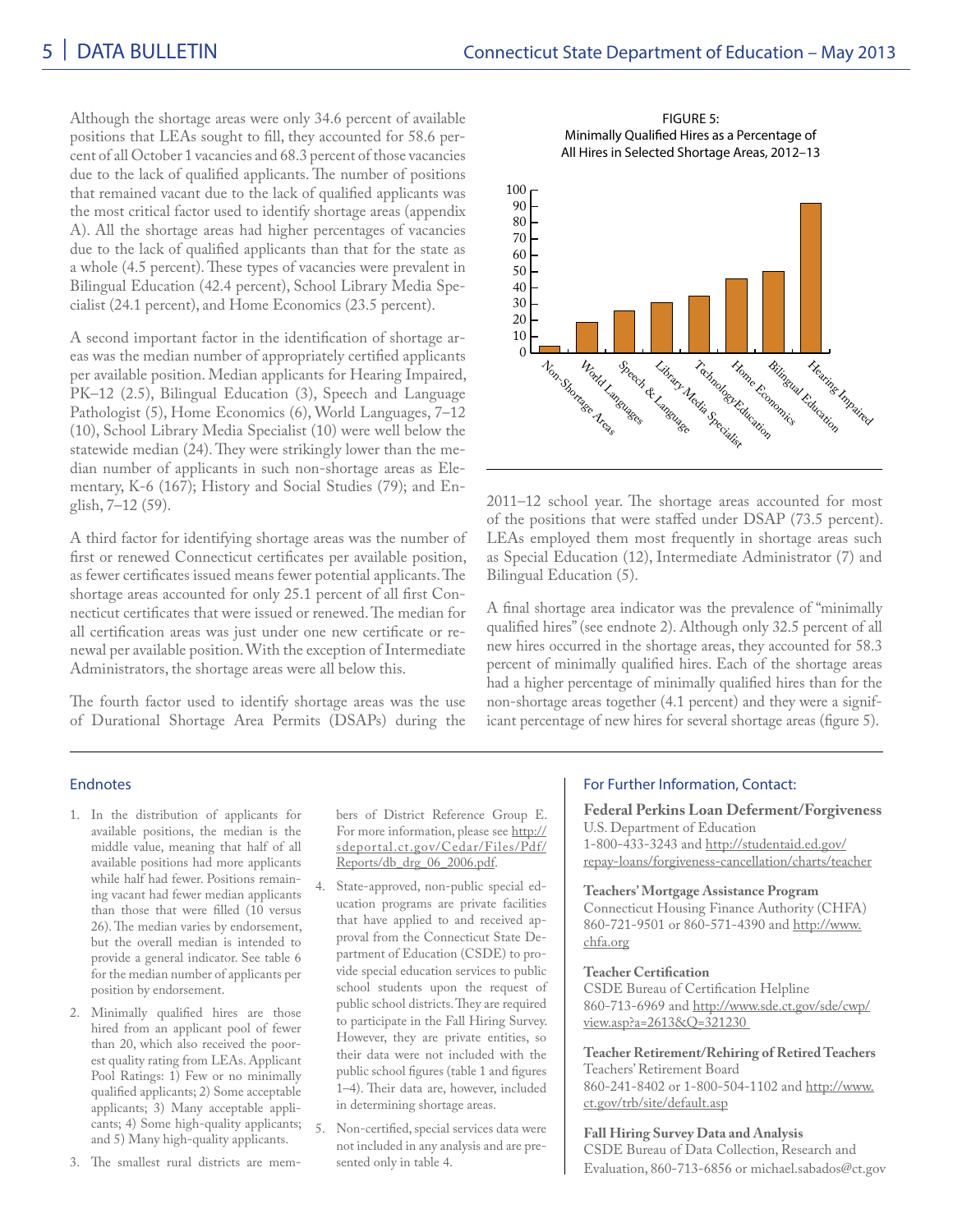Although the shortage areas were only 34.6 percent of available positions that LEAs sought to fill, they accounted for 58.6 percent of all October 1 vacancies and 68.3 percent of those vacancies due to the lack of qualified applicants. The number of positions that remained vacant due to the lack of qualified applicants was the most critical factor used to identify shortage areas (appendix A). All the shortage areas had higher percentages of vacancies due to the lack of qualified applicants than that for the state as a whole (4.5 percent). These types of vacancies were prevalent in Bilingual Education (42.4 percent), School Library Media Specialist (24.1 percent), and Home Economics (23.5 percent).

A second important factor in the identification of shortage areas was the median number of appropriately certified applicants per available position. Median applicants for Hearing Impaired, PK–12 (2.5), Bilingual Education (3), Speech and Language Pathologist (5), Home Economics (6), World Languages, 7–12 (10), School Library Media Specialist (10) were well below the statewide median (24). They were strikingly lower than the median number of applicants in such non-shortage areas as Elementary, K-6 (167); History and Social Studies (79); and English, 7–12 (59).

A third factor for identifying shortage areas was the number of first or renewed Connecticut certificates per available position, as fewer certificates issued means fewer potential applicants. The shortage areas accounted for only 25.1 percent of all first Connecticut certificates that were issued or renewed. The median for all certification areas was just under one new certificate or renewal per available position. With the exception of Intermediate Administrators, the shortage areas were all below this.

The fourth factor used to identify shortage areas was the use of Durational Shortage Area Permits (DSAPs) during the 2011–12 school year. The shortage areas accounted for most of the positions that were staffed under DSAP (73.5 percent). LEAs employed them most frequently in shortage areas such as Special Education (12), Intermediate Administrator (7) and Bilingual Education (5).

A final shortage area indicator was the prevalence of "minimally qualified hires" (see endnote 2). Although only 32.5 percent of all new hires occurred in the shortage areas, they accounted for 58.3 percent of minimally qualified hires. Each of the shortage areas had a higher percentage of minimally qualified hires than for the non-shortage areas together (4.1 percent) and they were a significant percentage of new hires for several shortage areas (figure 5).

FIGURE 5:
Minimally Qualified Hires as a Percentage of All Hires in Selected Shortage Areas, 2012–13

## Endnotes

1. In the distribution of applicants for available positions, the median is the middle value, meaning that half of all available positions had more applicants while half had fewer. Positions remaining vacant had fewer median applicants than those that were filled (10 versus 26). The median varies by endorsement, but the overall median is intended to provide a general indicator. See table 6 for the median number of applicants per position by endorsement.
2. Minimally qualified hires are those hired from an applicant pool of fewer than 20, which also received the poorest quality rating from LEAs. Applicant Pool Ratings: 1) Few or no minimally qualified applicants; 2) Some acceptable applicants; 3) Many acceptable applicants; 4) Some high-quality applicants; and 5) Many high-quality applicants.
3. The smallest rural districts are members of District Reference Group E. For more information, please see http://sdeportal.ct.gov/Cedar/Files/Pdf/Reports/db_drg_06_2006.pdf.
4. State-approved, non-public special education programs are private facilities that have applied to and received approval from the Connecticut State Department of Education (CSDE) to provide special education services to public school students upon the request of public school districts. They are required to participate in the Fall Hiring Survey. However, they are private entities, so their data were not included with the public school figures (table 1 and figures 1–4). Their data are, however, included in determining shortage areas.
5. Non-certified, special services data were not included in any analysis and are presented only in table 4.

## For Further Information, Contact:

**Federal Perkins Loan Deferment/Forgiveness**
U.S. Department of Education
1-800-433-3243 and http://studentaid.ed.gov/repay-loans/forgiveness-cancellation/charts/teacher

**Teachers' Mortgage Assistance Program**
Connecticut Housing Finance Authority (CHFA)
860-721-9501 or 860-571-4390 and http://www.chfa.org

**Teacher Certification**
CSDE Bureau of Certification Helpline
860-713-6969 and http://www.sde.ct.gov/sde/cwp/view.asp?a=2613&Q=321230

**Teacher Retirement/Rehiring of Retired Teachers**
Teachers' Retirement Board
860-241-8402 or 1-800-504-1102 and http://www.ct.gov/trb/site/default.asp

**Fall Hiring Survey Data and Analysis**
CSDE Bureau of Data Collection, Research and Evaluation, 860-713-6856 or michael.sabados@ct.gov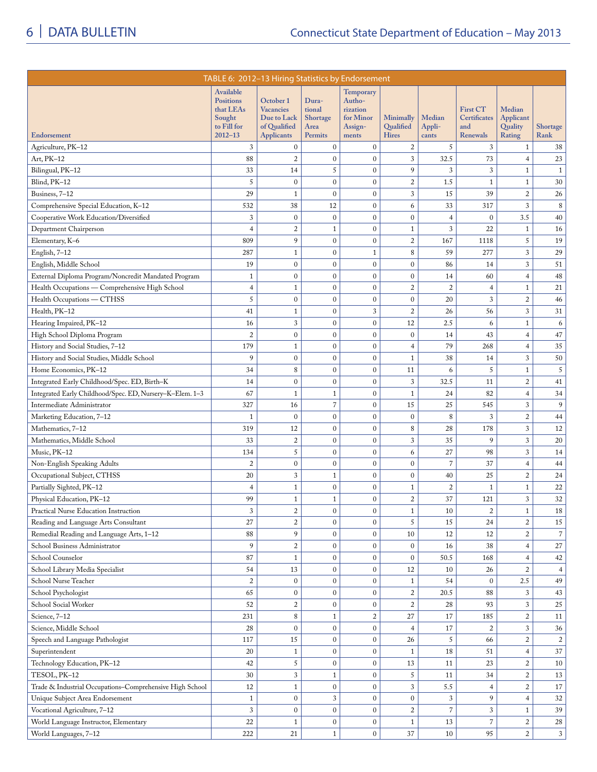TABLE 6: 2012–13 Hiring Statistics by Endorsement

| Endorsement | Available Positions that LEAs Sought to Fill for 2012–13 | October 1 Vacancies Due to Lack of Qualified Applicants | Durational Shortage Area Permits | Temporary Authorization for Minor Assignments | Minimally Qualified Hires | Median Applicants | First CT Certificates and Renewals | Median Applicant Quality Rating | Shortage Rank |
|---|---|---|---|---|---|---|---|---|---|
| Agriculture, PK–12 | 3 | 0 | 0 | 0 | 2 | 5 | 3 | 1 | 38 |
| Art, PK–12 | 88 | 2 | 0 | 0 | 3 | 32.5 | 73 | 4 | 23 |
| Bilingual, PK–12 | 33 | 14 | 5 | 0 | 9 | 3 | 3 | 1 | 1 |
| Blind, PK–12 | 5 | 0 | 0 | 0 | 2 | 1.5 | 1 | 1 | 30 |
| Business, 7–12 | 29 | 1 | 0 | 0 | 3 | 15 | 39 | 2 | 26 |
| Comprehensive Special Education, K–12 | 532 | 38 | 12 | 0 | 6 | 33 | 317 | 3 | 8 |
| Cooperative Work Education/Diversified | 3 | 0 | 0 | 0 | 0 | 4 | 0 | 3.5 | 40 |
| Department Chairperson | 4 | 2 | 1 | 0 | 1 | 3 | 22 | 1 | 16 |
| Elementary, K–6 | 809 | 9 | 0 | 0 | 2 | 167 | 1118 | 5 | 19 |
| English, 7–12 | 287 | 1 | 0 | 1 | 8 | 59 | 277 | 3 | 29 |
| English, Middle School | 19 | 0 | 0 | 0 | 0 | 86 | 14 | 3 | 51 |
| External Diploma Program/Noncredit Mandated Program | 1 | 0 | 0 | 0 | 0 | 14 | 60 | 4 | 48 |
| Health Occupations — Comprehensive High School | 4 | 1 | 0 | 0 | 2 | 2 | 4 | 1 | 21 |
| Health Occupations — CTHSS | 5 | 0 | 0 | 0 | 0 | 20 | 3 | 2 | 46 |
| Health, PK–12 | 41 | 1 | 0 | 3 | 2 | 26 | 56 | 3 | 31 |
| Hearing Impaired, PK–12 | 16 | 3 | 0 | 0 | 12 | 2.5 | 6 | 1 | 6 |
| High School Diploma Program | 2 | 0 | 0 | 0 | 0 | 14 | 43 | 4 | 47 |
| History and Social Studies, 7–12 | 179 | 1 | 0 | 0 | 4 | 79 | 268 | 4 | 35 |
| History and Social Studies, Middle School | 9 | 0 | 0 | 0 | 1 | 38 | 14 | 3 | 50 |
| Home Economics, PK–12 | 34 | 8 | 0 | 0 | 11 | 6 | 5 | 1 | 5 |
| Integrated Early Childhood/Spec. ED, Birth–K | 14 | 0 | 0 | 0 | 3 | 32.5 | 11 | 2 | 41 |
| Integrated Early Childhood/Spec. ED, Nursery–K–Elem. 1–3 | 67 | 1 | 1 | 0 | 1 | 24 | 82 | 4 | 34 |
| Intermediate Administrator | 327 | 16 | 7 | 0 | 15 | 25 | 545 | 3 | 9 |
| Marketing Education, 7–12 | 1 | 0 | 0 | 0 | 0 | 8 | 3 | 2 | 44 |
| Mathematics, 7–12 | 319 | 12 | 0 | 0 | 8 | 28 | 178 | 3 | 12 |
| Mathematics, Middle School | 33 | 2 | 0 | 0 | 3 | 35 | 9 | 3 | 20 |
| Music, PK–12 | 134 | 5 | 0 | 0 | 6 | 27 | 98 | 3 | 14 |
| Non-English Speaking Adults | 2 | 0 | 0 | 0 | 0 | 7 | 37 | 4 | 44 |
| Occupational Subject, CTHSS | 20 | 3 | 1 | 0 | 0 | 40 | 25 | 2 | 24 |
| Partially Sighted, PK–12 | 4 | 1 | 0 | 0 | 1 | 2 | 1 | 1 | 22 |
| Physical Education, PK–12 | 99 | 1 | 1 | 0 | 2 | 37 | 121 | 3 | 32 |
| Practical Nurse Education Instruction | 3 | 2 | 0 | 0 | 1 | 10 | 2 | 1 | 18 |
| Reading and Language Arts Consultant | 27 | 2 | 0 | 0 | 5 | 15 | 24 | 2 | 15 |
| Remedial Reading and Language Arts, 1–12 | 88 | 9 | 0 | 0 | 10 | 12 | 12 | 2 | 7 |
| School Business Administrator | 9 | 2 | 0 | 0 | 0 | 16 | 38 | 4 | 27 |
| School Counselor | 87 | 1 | 0 | 0 | 0 | 50.5 | 168 | 4 | 42 |
| School Library Media Specialist | 54 | 13 | 0 | 0 | 12 | 10 | 26 | 2 | 4 |
| School Nurse Teacher | 2 | 0 | 0 | 0 | 1 | 54 | 0 | 2.5 | 49 |
| School Psychologist | 65 | 0 | 0 | 0 | 2 | 20.5 | 88 | 3 | 43 |
| School Social Worker | 52 | 2 | 0 | 0 | 2 | 28 | 93 | 3 | 25 |
| Science, 7–12 | 231 | 8 | 1 | 2 | 27 | 17 | 185 | 2 | 11 |
| Science, Middle School | 28 | 0 | 0 | 0 | 4 | 17 | 2 | 3 | 36 |
| Speech and Language Pathologist | 117 | 15 | 0 | 0 | 26 | 5 | 66 | 2 | 2 |
| Superintendent | 20 | 1 | 0 | 0 | 1 | 18 | 51 | 4 | 37 |
| Technology Education, PK–12 | 42 | 5 | 0 | 0 | 13 | 11 | 23 | 2 | 10 |
| TESOL, PK–12 | 30 | 3 | 1 | 0 | 5 | 11 | 34 | 2 | 13 |
| Trade & Industrial Occupations–Comprehensive High School | 12 | 1 | 0 | 0 | 3 | 5.5 | 4 | 2 | 17 |
| Unique Subject Area Endorsement | 1 | 0 | 3 | 0 | 0 | 3 | 9 | 4 | 32 |
| Vocational Agriculture, 7–12 | 3 | 0 | 0 | 0 | 2 | 7 | 3 | 1 | 39 |
| World Language Instructor, Elementary | 22 | 1 | 0 | 0 | 1 | 13 | 7 | 2 | 28 |
| World Languages, 7–12 | 222 | 21 | 1 | 0 | 37 | 10 | 95 | 2 | 3 |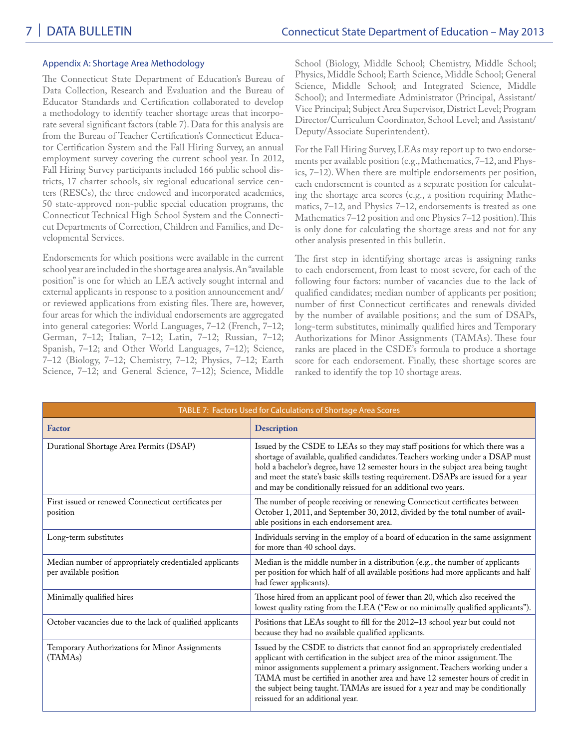### Appendix A: Shortage Area Methodology

The Connecticut State Department of Education's Bureau of Data Collection, Research and Evaluation and the Bureau of Educator Standards and Certification collaborated to develop a methodology to identify teacher shortage areas that incorporate several significant factors (table 7). Data for this analysis are from the Bureau of Teacher Certification's Connecticut Educator Certification System and the Fall Hiring Survey, an annual employment survey covering the current school year. In 2012, Fall Hiring Survey participants included 166 public school districts, 17 charter schools, six regional educational service centers (RESCs), the three endowed and incorporated academies, 50 state-approved non-public special education programs, the Connecticut Technical High School System and the Connecticut Departments of Correction, Children and Families, and Developmental Services.

Endorsements for which positions were available in the current school year are included in the shortage area analysis. An "available position" is one for which an LEA actively sought internal and external applicants in response to a position announcement and/or reviewed applications from existing files. There are, however, four areas for which the individual endorsements are aggregated into general categories: World Languages, 7–12 (French, 7–12; German, 7–12; Italian, 7–12; Latin, 7–12; Russian, 7–12; Spanish, 7–12; and Other World Languages, 7–12); Science, 7–12 (Biology, 7–12; Chemistry, 7–12; Physics, 7–12; Earth Science, 7–12; and General Science, 7–12); Science, Middle School (Biology, Middle School; Chemistry, Middle School; Physics, Middle School; Earth Science, Middle School; General Science, Middle School; and Integrated Science, Middle School); and Intermediate Administrator (Principal, Assistant/Vice Principal; Subject Area Supervisor, District Level; Program Director/Curriculum Coordinator, School Level; and Assistant/Deputy/Associate Superintendent).

For the Fall Hiring Survey, LEAs may report up to two endorsements per available position (e.g., Mathematics, 7–12, and Physics, 7–12). When there are multiple endorsements per position, each endorsement is counted as a separate position for calculating the shortage area scores (e.g., a position requiring Mathematics, 7–12, and Physics 7–12, endorsements is treated as one Mathematics 7–12 position and one Physics 7–12 position). This is only done for calculating the shortage areas and not for any other analysis presented in this bulletin.

The first step in identifying shortage areas is assigning ranks to each endorsement, from least to most severe, for each of the following four factors: number of vacancies due to the lack of qualified candidates; median number of applicants per position; number of first Connecticut certificates and renewals divided by the number of available positions; and the sum of DSAPs, long-term substitutes, minimally qualified hires and Temporary Authorizations for Minor Assignments (TAMAs). These four ranks are placed in the CSDE's formula to produce a shortage score for each endorsement. Finally, these shortage scores are ranked to identify the top 10 shortage areas.

TABLE 7: Factors Used for Calculations of Shortage Area Scores

| Factor | Description |
|---|---|
| Durational Shortage Area Permits (DSAP) | Issued by the CSDE to LEAs so they may staff positions for which there was a shortage of available, qualified candidates. Teachers working under a DSAP must hold a bachelor's degree, have 12 semester hours in the subject area being taught and meet the state's basic skills testing requirement. DSAPs are issued for a year and may be conditionally reissued for an additional two years. |
| First issued or renewed Connecticut certificates per position | The number of people receiving or renewing Connecticut certificates between October 1, 2011, and September 30, 2012, divided by the total number of available positions in each endorsement area. |
| Long-term substitutes | Individuals serving in the employ of a board of education in the same assignment for more than 40 school days. |
| Median number of appropriately credentialed applicants per available position | Median is the middle number in a distribution (e.g., the number of applicants per position for which half of all available positions had more applicants and half had fewer applicants). |
| Minimally qualified hires | Those hired from an applicant pool of fewer than 20, which also received the lowest quality rating from the LEA ("Few or no minimally qualified applicants"). |
| October vacancies due to the lack of qualified applicants | Positions that LEAs sought to fill for the 2012–13 school year but could not because they had no available qualified applicants. |
| Temporary Authorizations for Minor Assignments (TAMAs) | Issued by the CSDE to districts that cannot find an appropriately credentialed applicant with certification in the subject area of the minor assignment. The minor assignments supplement a primary assignment. Teachers working under a TAMA must be certified in another area and have 12 semester hours of credit in the subject being taught. TAMAs are issued for a year and may be conditionally reissued for an additional year. |